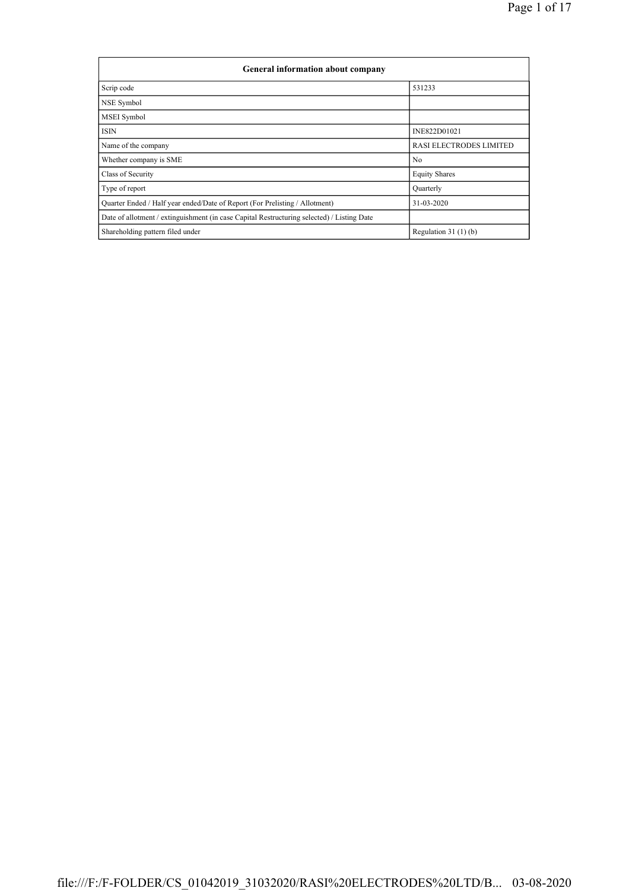| General information about company | |
|---|---|
| Scrip code | 531233 |
| NSE Symbol | |
| MSEI Symbol | |
| ISIN | INE822D01021 |
| Name of the company | RASI ELECTRODES LIMITED |
| Whether company is SME | No |
| Class of Security | Equity Shares |
| Type of report | Quarterly |
| Quarter Ended / Half year ended/Date of Report (For Prelisting / Allotment) | 31-03-2020 |
| Date of allotment / extinguishment (in case Capital Restructuring selected) / Listing Date | |
| Shareholding pattern filed under | Regulation 31 (1) (b) |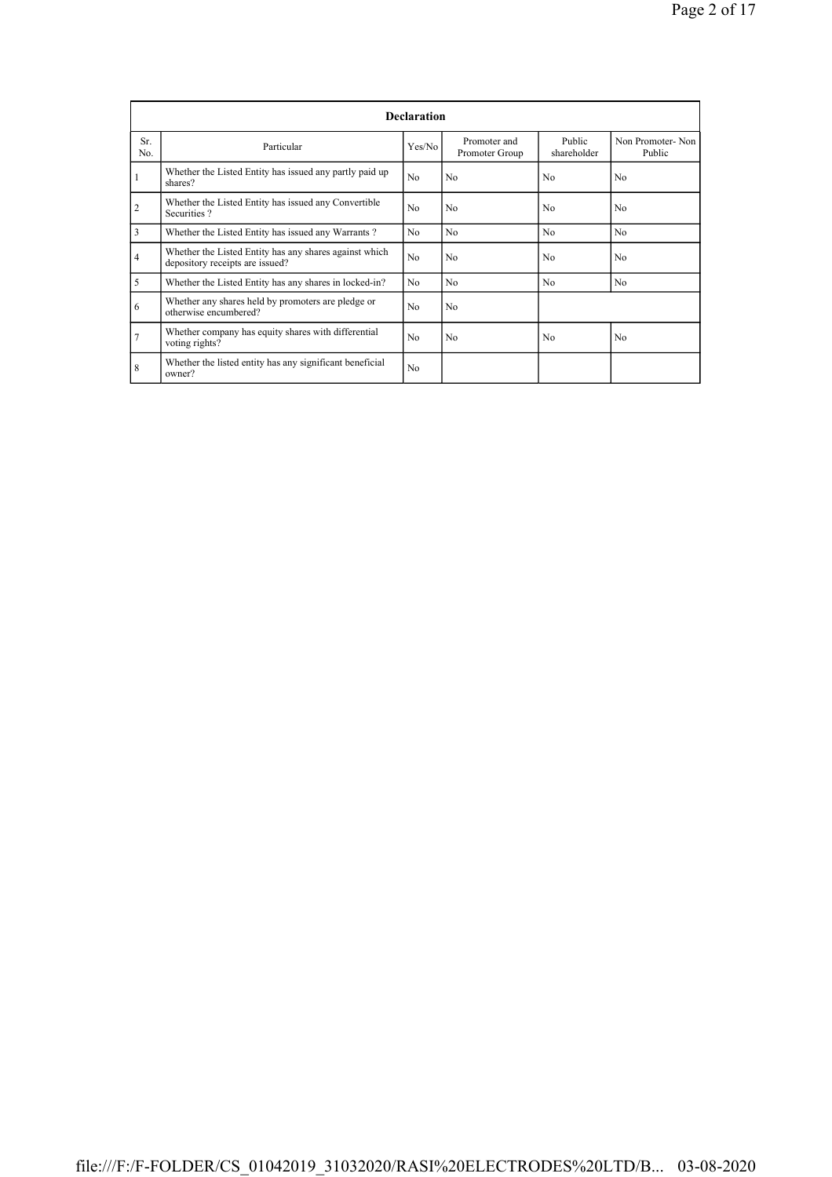| Declaration | | | | | |
|---|---|---|---|---|---|
| Sr. No. | Particular | Yes/No | Promoter and Promoter Group | Public shareholder | Non Promoter- Non Public |
| 1 | Whether the Listed Entity has issued any partly paid up shares? | No | No | No | No |
| 2 | Whether the Listed Entity has issued any Convertible Securities ? | No | No | No | No |
| 3 | Whether the Listed Entity has issued any Warrants ? | No | No | No | No |
| 4 | Whether the Listed Entity has any shares against which depository receipts are issued? | No | No | No | No |
| 5 | Whether the Listed Entity has any shares in locked-in? | No | No | No | No |
| 6 | Whether any shares held by promoters are pledge or otherwise encumbered? | No | No | | |
| 7 | Whether company has equity shares with differential voting rights? | No | No | No | No |
| 8 | Whether the listed entity has any significant beneficial owner? | No | | | |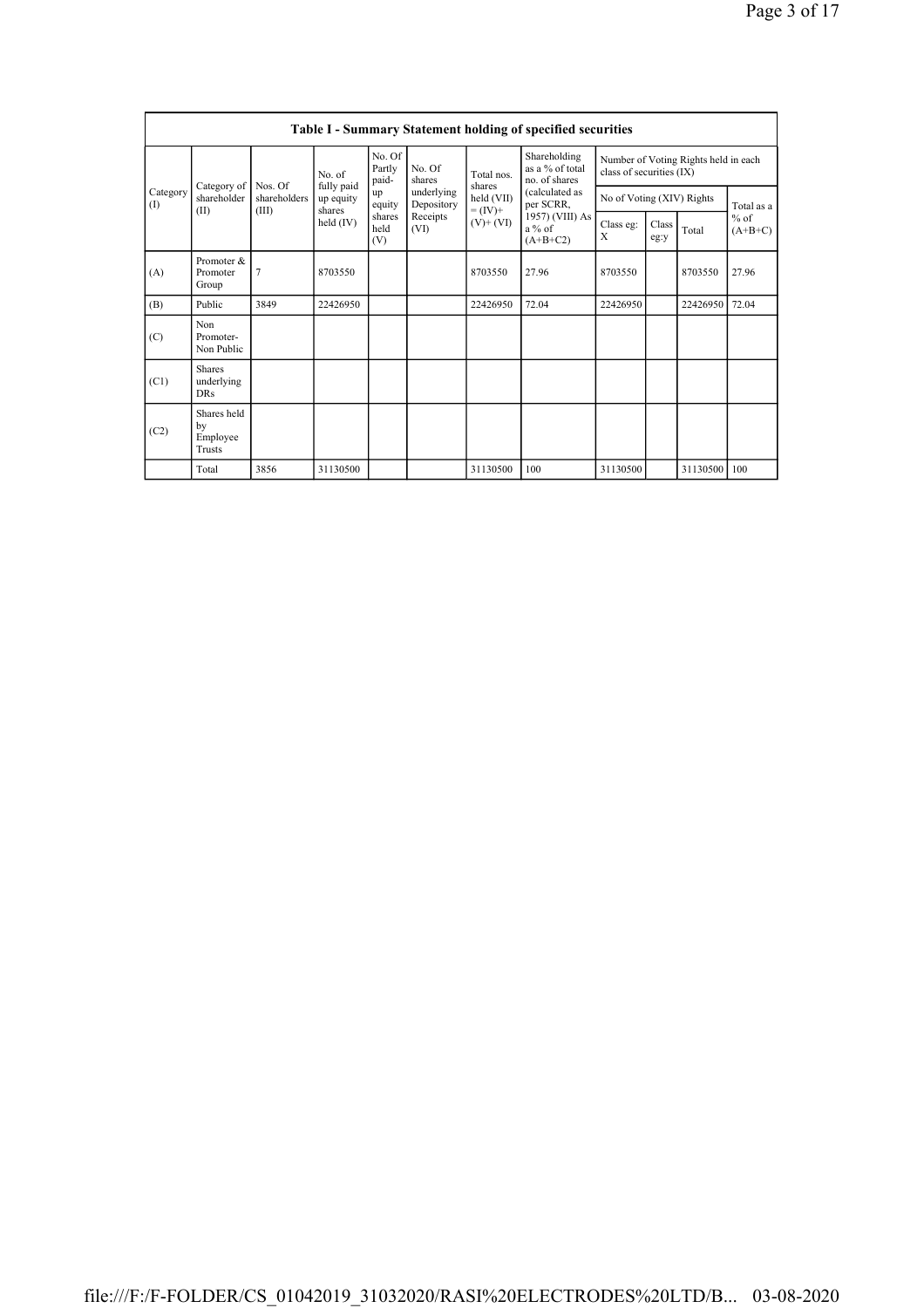## Table I - Summary Statement holding of specified securities

| Category (I) | Category of shareholder (II) | Nos. Of shareholders (III) | No. of fully paid up equity shares held (IV) | No. Of Partly paid-up equity shares held (V) | No. Of shares underlying Depository Receipts (VI) | Total nos. shares held (VII) = (IV)+ (V)+ (VI) | Shareholding as a % of total no. of shares (calculated as per SCRR, 1957) (VIII) As a % of (A+B+C2) | Number of Voting Rights held in each class of securities (IX) | | | |
|---|---|---|---|---|---|---|---|---|---|---|---|
| | | | | | | | | No of Voting (XIV) Rights | | | Total as a % of (A+B+C) |
| | | | | | | | | Class eg: X | Class eg:y | Total | |
| (A) | Promoter & Promoter Group | 7 | 8703550 | | | 8703550 | 27.96 | 8703550 | | 8703550 | 27.96 |
| (B) | Public | 3849 | 22426950 | | | 22426950 | 72.04 | 22426950 | | 22426950 | 72.04 |
| (C) | Non Promoter- Non Public | | | | | | | | | | |
| (C1) | Shares underlying DRs | | | | | | | | | | |
| (C2) | Shares held by Employee Trusts | | | | | | | | | | |
| | Total | 3856 | 31130500 | | | 31130500 | 100 | 31130500 | | 31130500 | 100 |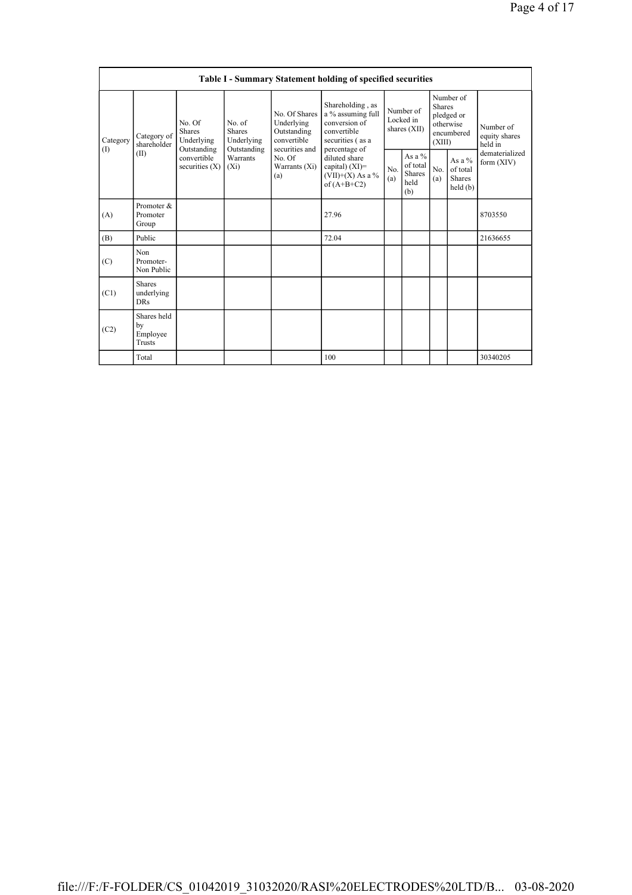| Table I - Summary Statement holding of specified securities | | | | | | | | | | | |
|---|---|---|---|---|---|---|---|---|---|---|---|
| Category (I) | Category of shareholder (II) | No. Of Shares Underlying Outstanding convertible securities (X) | No. of Shares Underlying Outstanding Warrants (Xi) | No. Of Shares Underlying Outstanding convertible securities and No. Of Warrants (Xi) (a) | Shareholding , as a % assuming full conversion of convertible securities ( as a percentage of diluted share capital) (XI)= (VII)+(X) As a % of (A+B+C2) | Number of Locked in shares (XII) | | Number of Shares pledged or otherwise encumbered (XIII) | | Number of equity shares held in dematerialized form (XIV) |
| | | | | | | No. (a) | As a % of total Shares held (b) | No. (a) | As a % of total Shares held (b) | |
| (A) | Promoter & Promoter Group | | | | 27.96 | | | | | 8703550 |
| (B) | Public | | | | 72.04 | | | | | 21636655 |
| (C) | Non Promoter- Non Public | | | | | | | | | |
| (C1) | Shares underlying DRs | | | | | | | | | |
| (C2) | Shares held by Employee Trusts | | | | | | | | | |
| | Total | | | | 100 | | | | | 30340205 |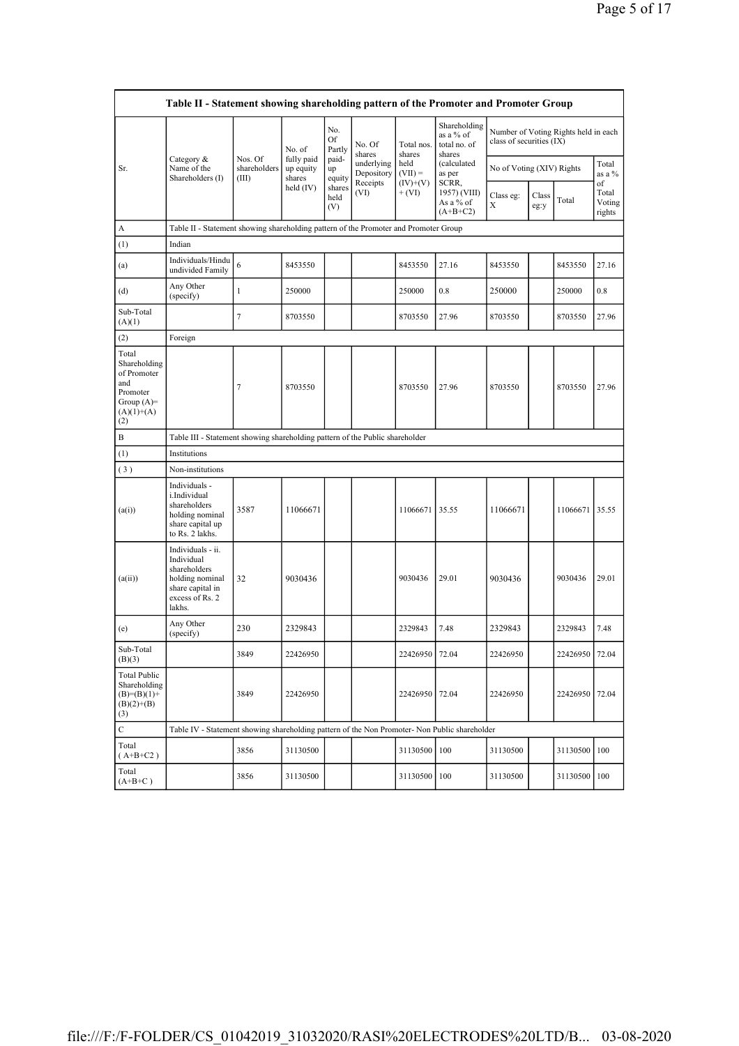| Table II - Statement showing shareholding pattern of the Promoter and Promoter Group | | | | | | | | | | | |
|---|---|---|---|---|---|---|---|---|---|---|---|
| Sr. | Category & Name of the Shareholders (I) | Nos. Of shareholders (III) | No. of fully paid up equity shares held (IV) | No. Of Partly paid-up equity shares held (V) | No. Of shares underlying Depository Receipts (VI) | Total nos. shares held (VII) = (IV)+(V)+ (VI) | Shareholding as a % of total no. of shares (calculated as per SCRR, 1957) (VIII) As a % of (A+B+C2) | Number of Voting Rights held in each class of securities (IX) | | | |
| | | | | | | | | No of Voting (XIV) Rights | | | Total as a % of Total Voting rights |
| | | | | | | | | Class eg: X | Class eg:y | Total | |
| A | Table II - Statement showing shareholding pattern of the Promoter and Promoter Group | | | | | | | | | | |
| (1) | Indian | | | | | | | | | | |
| (a) | Individuals/Hindu undivided Family | 6 | 8453550 | | | 8453550 | 27.16 | 8453550 | | 8453550 | 27.16 |
| (d) | Any Other (specify) | 1 | 250000 | | | 250000 | 0.8 | 250000 | | 250000 | 0.8 |
| Sub-Total (A)(1) | | 7 | 8703550 | | | 8703550 | 27.96 | 8703550 | | 8703550 | 27.96 |
| (2) | Foreign | | | | | | | | | | |
| Total Shareholding of Promoter and Promoter Group (A)=(A)(1)+(A)(2) | | 7 | 8703550 | | | 8703550 | 27.96 | 8703550 | | 8703550 | 27.96 |
| B | Table III - Statement showing shareholding pattern of the Public shareholder | | | | | | | | | | |
| (1) | Institutions | | | | | | | | | | |
| (3) | Non-institutions | | | | | | | | | | |
| (a(i)) | Individuals - i.Individual shareholders holding nominal share capital up to Rs. 2 lakhs. | 3587 | 11066671 | | | 11066671 | 35.55 | 11066671 | | 11066671 | 35.55 |
| (a(ii)) | Individuals - ii. Individual shareholders holding nominal share capital in excess of Rs. 2 lakhs. | 32 | 9030436 | | | 9030436 | 29.01 | 9030436 | | 9030436 | 29.01 |
| (e) | Any Other (specify) | 230 | 2329843 | | | 2329843 | 7.48 | 2329843 | | 2329843 | 7.48 |
| Sub-Total (B)(3) | | 3849 | 22426950 | | | 22426950 | 72.04 | 22426950 | | 22426950 | 72.04 |
| Total Public Shareholding (B)=(B)(1)+(B)(2)+(B)(3) | | 3849 | 22426950 | | | 22426950 | 72.04 | 22426950 | | 22426950 | 72.04 |
| C | Table IV - Statement showing shareholding pattern of the Non Promoter- Non Public shareholder | | | | | | | | | | |
| Total (A+B+C2) | | 3856 | 31130500 | | | 31130500 | 100 | 31130500 | | 31130500 | 100 |
| Total (A+B+C) | | 3856 | 31130500 | | | 31130500 | 100 | 31130500 | | 31130500 | 100 |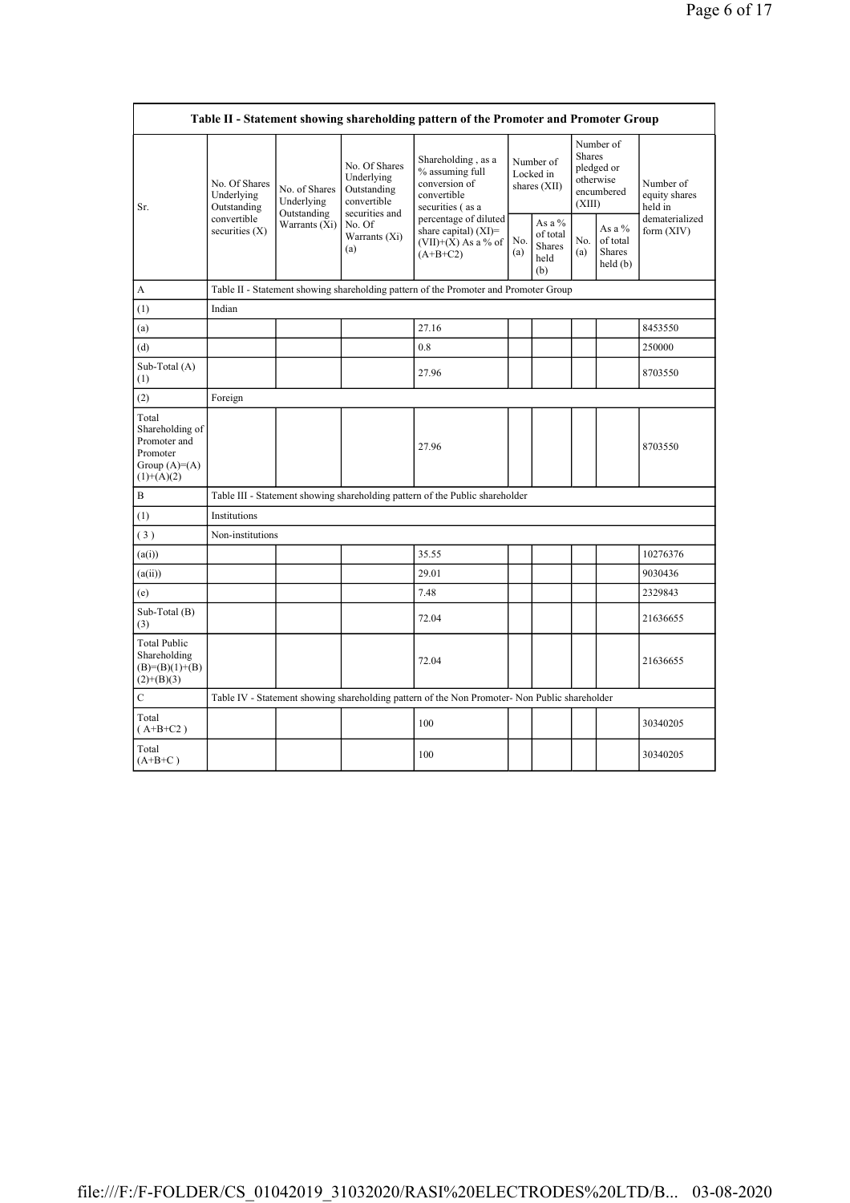| Table II - Statement showing shareholding pattern of the Promoter and Promoter Group | | | | | | | | | |
|---|---|---|---|---|---|---|---|---|---|
| Sr. | No. Of Shares Underlying Outstanding convertible securities (X) | No. of Shares Underlying Outstanding Warrants (Xi) | No. Of Shares Underlying Outstanding convertible securities and No. Of Warrants (Xi) (a) | Shareholding , as a % assuming full conversion of convertible securities ( as a percentage of diluted share capital) (XI)= (VII)+(X) As a % of (A+B+C2) | Number of Locked in shares (XII) | | Number of Shares pledged or otherwise encumbered (XIII) | | Number of equity shares held in dematerialized form (XIV) |
| | | | | | No. (a) | As a % of total Shares held (b) | No. (a) | As a % of total Shares held (b) | |
| A | Table II - Statement showing shareholding pattern of the Promoter and Promoter Group | | | | | | | | |
| (1) | Indian | | | | | | | | |
| (a) | | | | 27.16 | | | | | 8453550 |
| (d) | | | | 0.8 | | | | | 250000 |
| Sub-Total (A) (1) | | | | 27.96 | | | | | 8703550 |
| (2) | Foreign | | | | | | | | |
| Total Shareholding of Promoter and Promoter Group (A)=(A)(1)+(A)(2) | | | | 27.96 | | | | | 8703550 |
| B | Table III - Statement showing shareholding pattern of the Public shareholder | | | | | | | | |
| (1) | Institutions | | | | | | | | |
| ( 3 ) | Non-institutions | | | | | | | | |
| (a(i)) | | | | 35.55 | | | | | 10276376 |
| (a(ii)) | | | | 29.01 | | | | | 9030436 |
| (e) | | | | 7.48 | | | | | 2329843 |
| Sub-Total (B) (3) | | | | 72.04 | | | | | 21636655 |
| Total Public Shareholding (B)=(B)(1)+(B)(2)+(B)(3) | | | | 72.04 | | | | | 21636655 |
| C | Table IV - Statement showing shareholding pattern of the Non Promoter- Non Public shareholder | | | | | | | | |
| Total ( A+B+C2 ) | | | | 100 | | | | | 30340205 |
| Total (A+B+C ) | | | | 100 | | | | | 30340205 |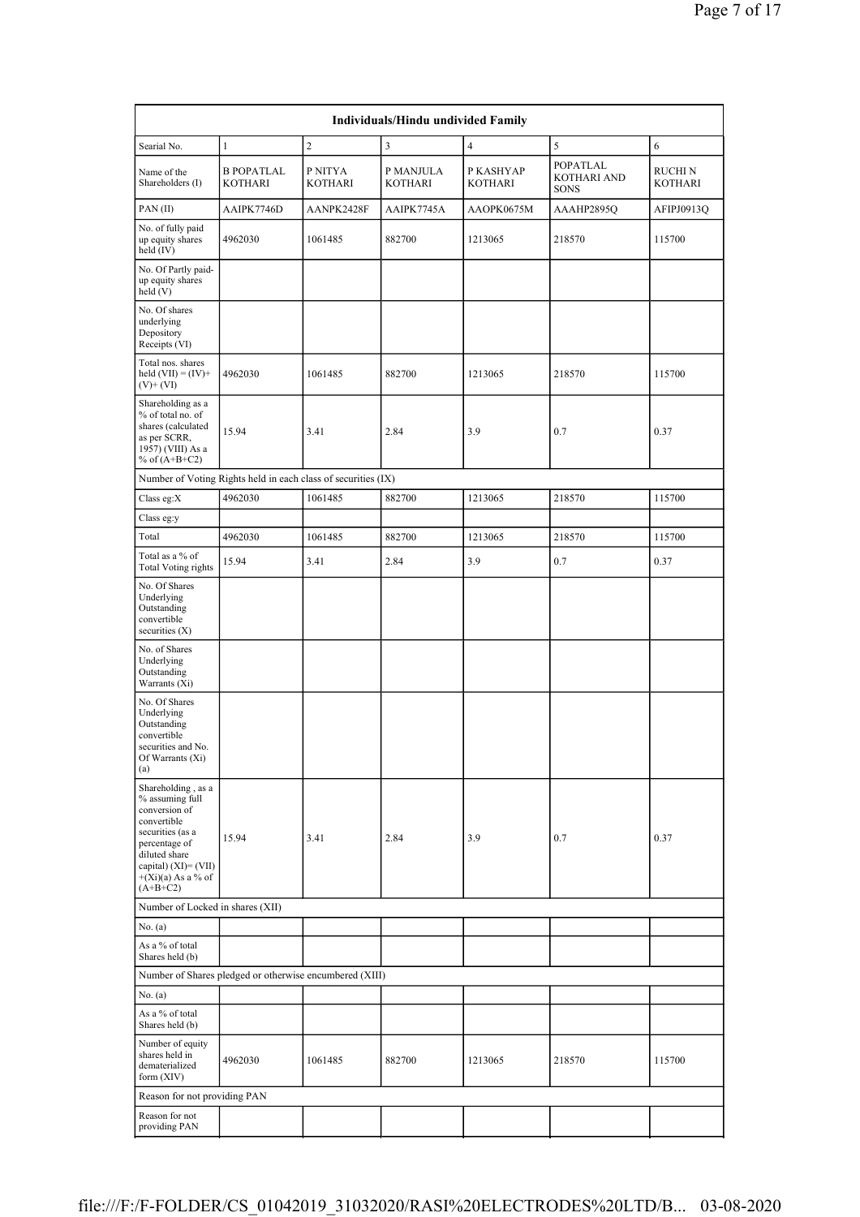| Individuals/Hindu undivided Family | | | | | | |
|---|---|---|---|---|---|---|
| Searial No. | 1 | 2 | 3 | 4 | 5 | 6 |
| Name of the Shareholders (I) | B POPATLAL KOTHARI | P NITYA KOTHARI | P MANJULA KOTHARI | P KASHYAP KOTHARI | POPATLAL KOTHARI AND SONS | RUCHI N KOTHARI |
| PAN (II) | AAIPK7746D | AANPK2428F | AAIPK7745A | AAOPK0675M | AAAHP2895Q | AFIPJ0913Q |
| No. of fully paid up equity shares held (IV) | 4962030 | 1061485 | 882700 | 1213065 | 218570 | 115700 |
| No. Of Partly paid-up equity shares held (V) | | | | | | |
| No. Of shares underlying Depository Receipts (VI) | | | | | | |
| Total nos. shares held (VII) = (IV)+ (V)+ (VI) | 4962030 | 1061485 | 882700 | 1213065 | 218570 | 115700 |
| Shareholding as a % of total no. of shares (calculated as per SCRR, 1957) (VIII) As a % of (A+B+C2) | 15.94 | 3.41 | 2.84 | 3.9 | 0.7 | 0.37 |
| Number of Voting Rights held in each class of securities (IX) | | | | | | |
| Class eg:X | 4962030 | 1061485 | 882700 | 1213065 | 218570 | 115700 |
| Class eg:y | | | | | | |
| Total | 4962030 | 1061485 | 882700 | 1213065 | 218570 | 115700 |
| Total as a % of Total Voting rights | 15.94 | 3.41 | 2.84 | 3.9 | 0.7 | 0.37 |
| No. Of Shares Underlying Outstanding convertible securities (X) | | | | | | |
| No. of Shares Underlying Outstanding Warrants (Xi) | | | | | | |
| No. Of Shares Underlying Outstanding convertible securities and No. Of Warrants (Xi) (a) | | | | | | |
| Shareholding , as a % assuming full conversion of convertible securities (as a percentage of diluted share capital) (XI)= (VII) +(Xi)(a) As a % of (A+B+C2) | 15.94 | 3.41 | 2.84 | 3.9 | 0.7 | 0.37 |
| Number of Locked in shares (XII) | | | | | | |
| No. (a) | | | | | | |
| As a % of total Shares held (b) | | | | | | |
| Number of Shares pledged or otherwise encumbered (XIII) | | | | | | |
| No. (a) | | | | | | |
| As a % of total Shares held (b) | | | | | | |
| Number of equity shares held in dematerialized form (XIV) | 4962030 | 1061485 | 882700 | 1213065 | 218570 | 115700 |
| Reason for not providing PAN | | | | | | |
| Reason for not providing PAN | | | | | | |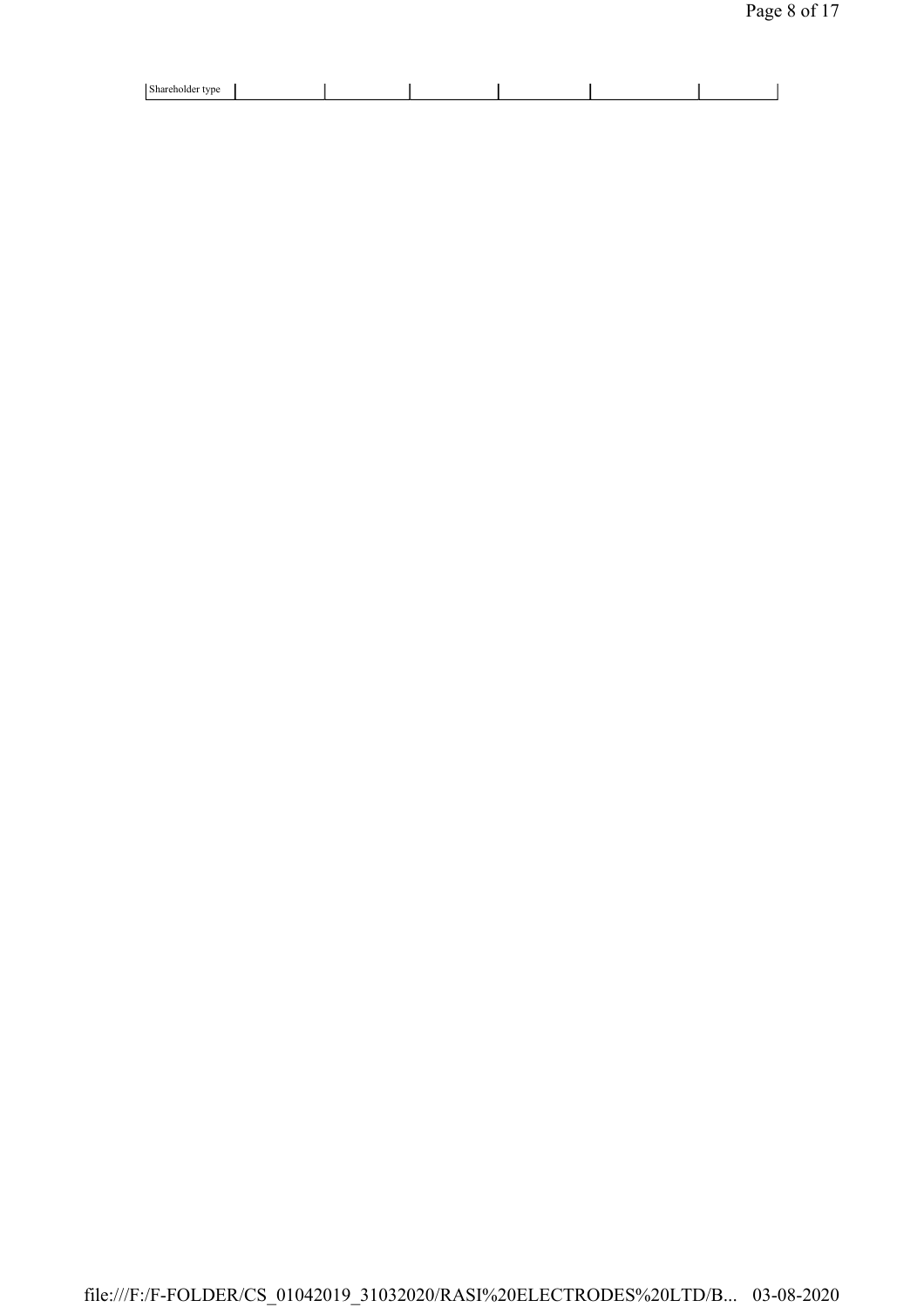| Shareholder type | | | | | | |
|---|---|---|---|---|---|---|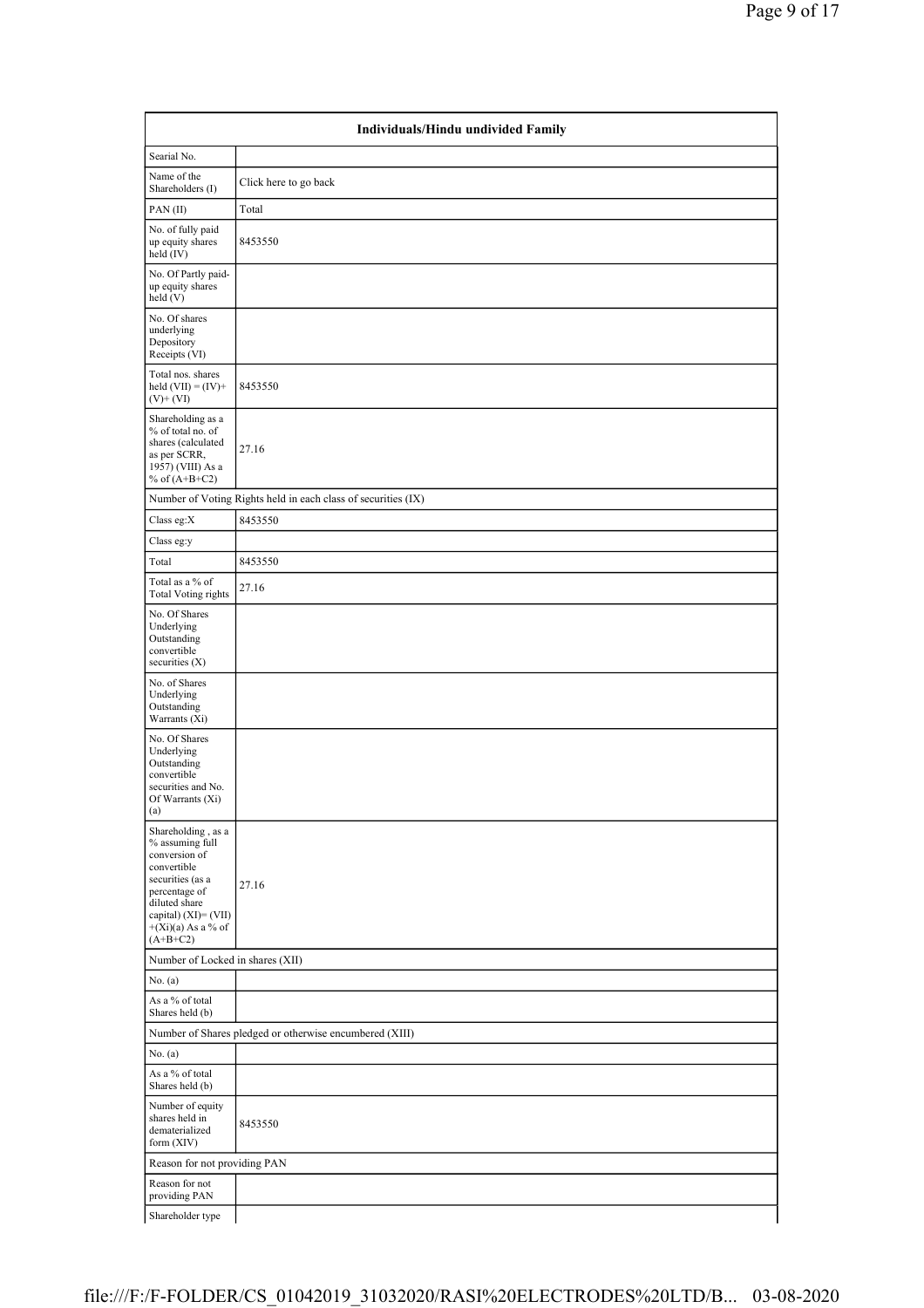| Individuals/Hindu undivided Family | |
|---|---|
| Searial No. | |
| Name of the Shareholders (I) | Click here to go back |
| PAN (II) | Total |
| No. of fully paid up equity shares held (IV) | 8453550 |
| No. Of Partly paid-up equity shares held (V) | |
| No. Of shares underlying Depository Receipts (VI) | |
| Total nos. shares held (VII) = (IV)+ (V)+ (VI) | 8453550 |
| Shareholding as a % of total no. of shares (calculated as per SCRR, 1957) (VIII) As a % of (A+B+C2) | 27.16 |
| Number of Voting Rights held in each class of securities (IX) | |
| Class eg:X | 8453550 |
| Class eg:y | |
| Total | 8453550 |
| Total as a % of Total Voting rights | 27.16 |
| No. Of Shares Underlying Outstanding convertible securities (X) | |
| No. of Shares Underlying Outstanding Warrants (Xi) | |
| No. Of Shares Underlying Outstanding convertible securities and No. Of Warrants (Xi) (a) | |
| Shareholding , as a % assuming full conversion of convertible securities (as a percentage of diluted share capital) (XI)= (VII) +(Xi)(a) As a % of (A+B+C2) | 27.16 |
| Number of Locked in shares (XII) | |
| No. (a) | |
| As a % of total Shares held (b) | |
| Number of Shares pledged or otherwise encumbered (XIII) | |
| No. (a) | |
| As a % of total Shares held (b) | |
| Number of equity shares held in dematerialized form (XIV) | 8453550 |
| Reason for not providing PAN | |
| Reason for not providing PAN | |
| Shareholder type | |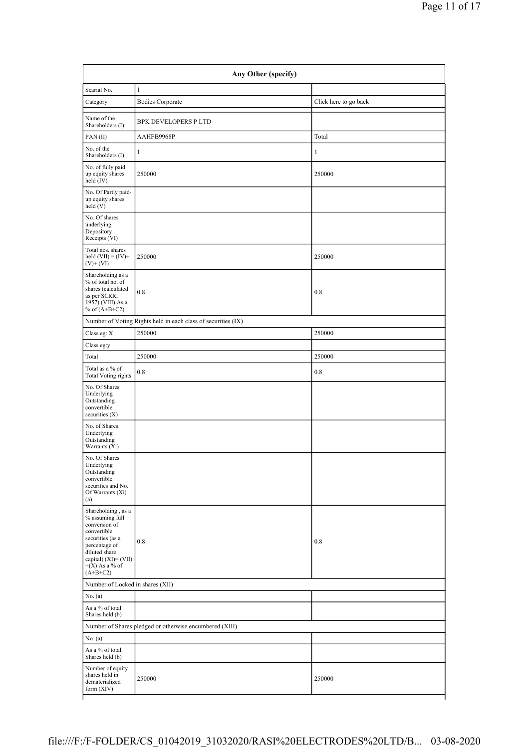| Any Other (specify) | | |
|---|---|---|
| Searial No. | 1 | |
| Category | Bodies Corporate | Click here to go back |
| Name of the Shareholders (I) | BPK DEVELOPERS P LTD | |
| PAN (II) | AAHFB9968P | Total |
| No. of the Shareholders (I) | 1 | 1 |
| No. of fully paid up equity shares held (IV) | 250000 | 250000 |
| No. Of Partly paid-up equity shares held (V) | | |
| No. Of shares underlying Depository Receipts (VI) | | |
| Total nos. shares held (VII) = (IV)+(V)+ (VI) | 250000 | 250000 |
| Shareholding as a % of total no. of shares (calculated as per SCRR, 1957) (VIII) As a % of (A+B+C2) | 0.8 | 0.8 |
| Number of Voting Rights held in each class of securities (IX) | | |
| Class eg: X | 250000 | 250000 |
| Class eg:y | | |
| Total | 250000 | 250000 |
| Total as a % of Total Voting rights | 0.8 | 0.8 |
| No. Of Shares Underlying Outstanding convertible securities (X) | | |
| No. of Shares Underlying Outstanding Warrants (Xi) | | |
| No. Of Shares Underlying Outstanding convertible securities and No. Of Warrants (Xi) (a) | | |
| Shareholding , as a % assuming full conversion of convertible securities (as a percentage of diluted share capital) (XI)= (VII)+(X) As a % of (A+B+C2) | 0.8 | 0.8 |
| Number of Locked in shares (XII) | | |
| No. (a) | | |
| As a % of total Shares held (b) | | |
| Number of Shares pledged or otherwise encumbered (XIII) | | |
| No. (a) | | |
| As a % of total Shares held (b) | | |
| Number of equity shares held in dematerialized form (XIV) | 250000 | 250000 |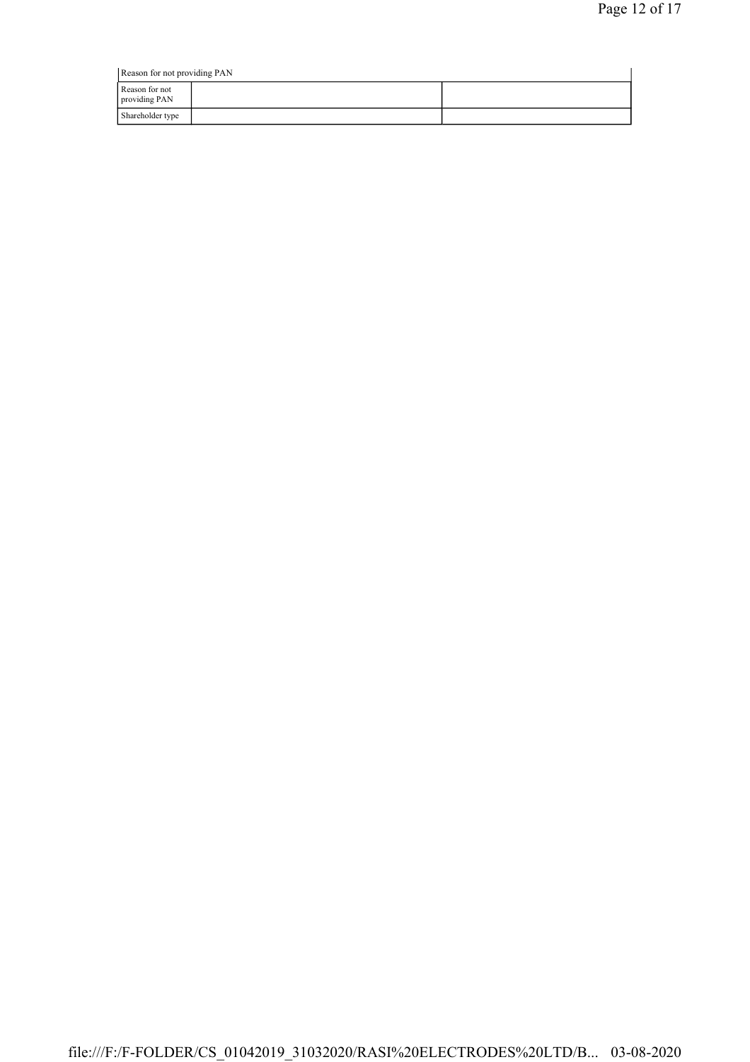| Reason for not providing PAN | | |
|---|---|---|
| Reason for not providing PAN | | |
| Shareholder type | | |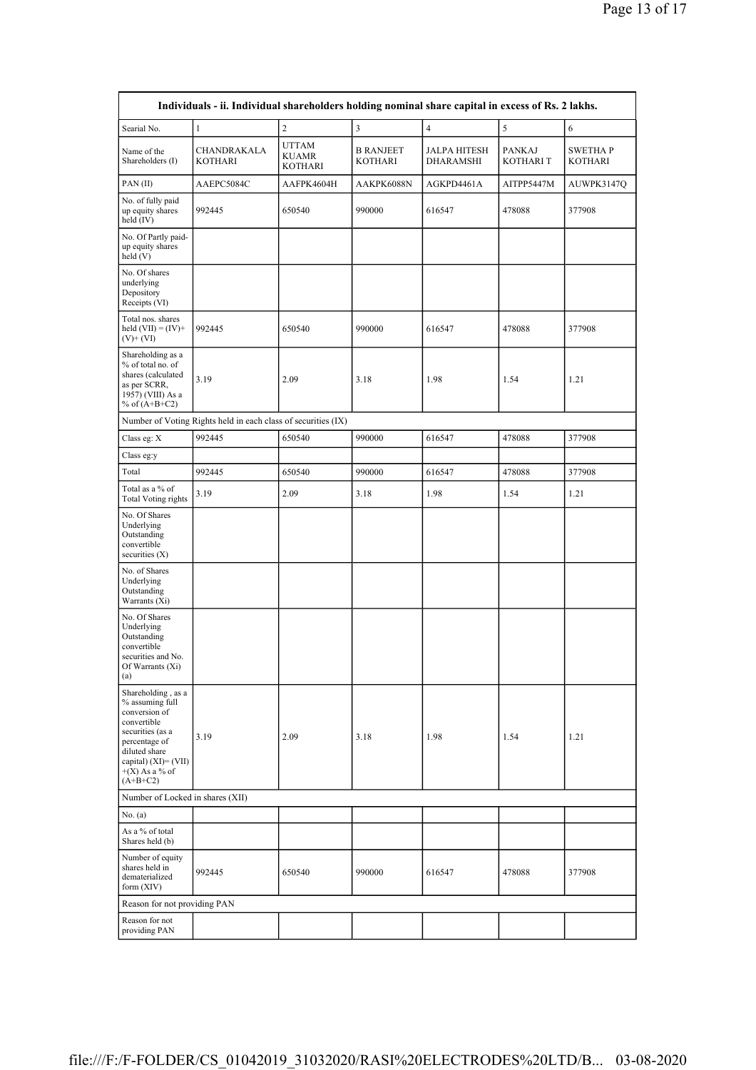| Individuals - ii. Individual shareholders holding nominal share capital in excess of Rs. 2 lakhs. | | | | | | |
|---|---|---|---|---|---|---|
| Searial No. | 1 | 2 | 3 | 4 | 5 | 6 |
| Name of the Shareholders (I) | CHANDRAKALA KOTHARI | UTTAM KUAMR KOTHARI | B RANJEET KOTHARI | JALPA HITESH DHARAMSHI | PANKAJ KOTHARI T | SWETHA P KOTHARI |
| PAN (II) | AAEPC5084C | AAFPK4604H | AAKPK6088N | AGKPD4461A | AITPP5447M | AUWPK3147Q |
| No. of fully paid up equity shares held (IV) | 992445 | 650540 | 990000 | 616547 | 478088 | 377908 |
| No. Of Partly paid-up equity shares held (V) | | | | | | |
| No. Of shares underlying Depository Receipts (VI) | | | | | | |
| Total nos. shares held (VII) = (IV)+ (V)+ (VI) | 992445 | 650540 | 990000 | 616547 | 478088 | 377908 |
| Shareholding as a % of total no. of shares (calculated as per SCRR, 1957) (VIII) As a % of (A+B+C2) | 3.19 | 2.09 | 3.18 | 1.98 | 1.54 | 1.21 |
| Number of Voting Rights held in each class of securities (IX) | | | | | | |
| Class eg: X | 992445 | 650540 | 990000 | 616547 | 478088 | 377908 |
| Class eg:y | | | | | | |
| Total | 992445 | 650540 | 990000 | 616547 | 478088 | 377908 |
| Total as a % of Total Voting rights | 3.19 | 2.09 | 3.18 | 1.98 | 1.54 | 1.21 |
| No. Of Shares Underlying Outstanding convertible securities (X) | | | | | | |
| No. of Shares Underlying Outstanding Warrants (Xi) | | | | | | |
| No. Of Shares Underlying Outstanding convertible securities and No. Of Warrants (Xi) (a) | | | | | | |
| Shareholding , as a % assuming full conversion of convertible securities (as a percentage of diluted share capital) (XI)= (VII) +(X) As a % of (A+B+C2) | 3.19 | 2.09 | 3.18 | 1.98 | 1.54 | 1.21 |
| Number of Locked in shares (XII) | | | | | | |
| No. (a) | | | | | | |
| As a % of total Shares held (b) | | | | | | |
| Number of equity shares held in dematerialized form (XIV) | 992445 | 650540 | 990000 | 616547 | 478088 | 377908 |
| Reason for not providing PAN | | | | | | |
| Reason for not providing PAN | | | | | | |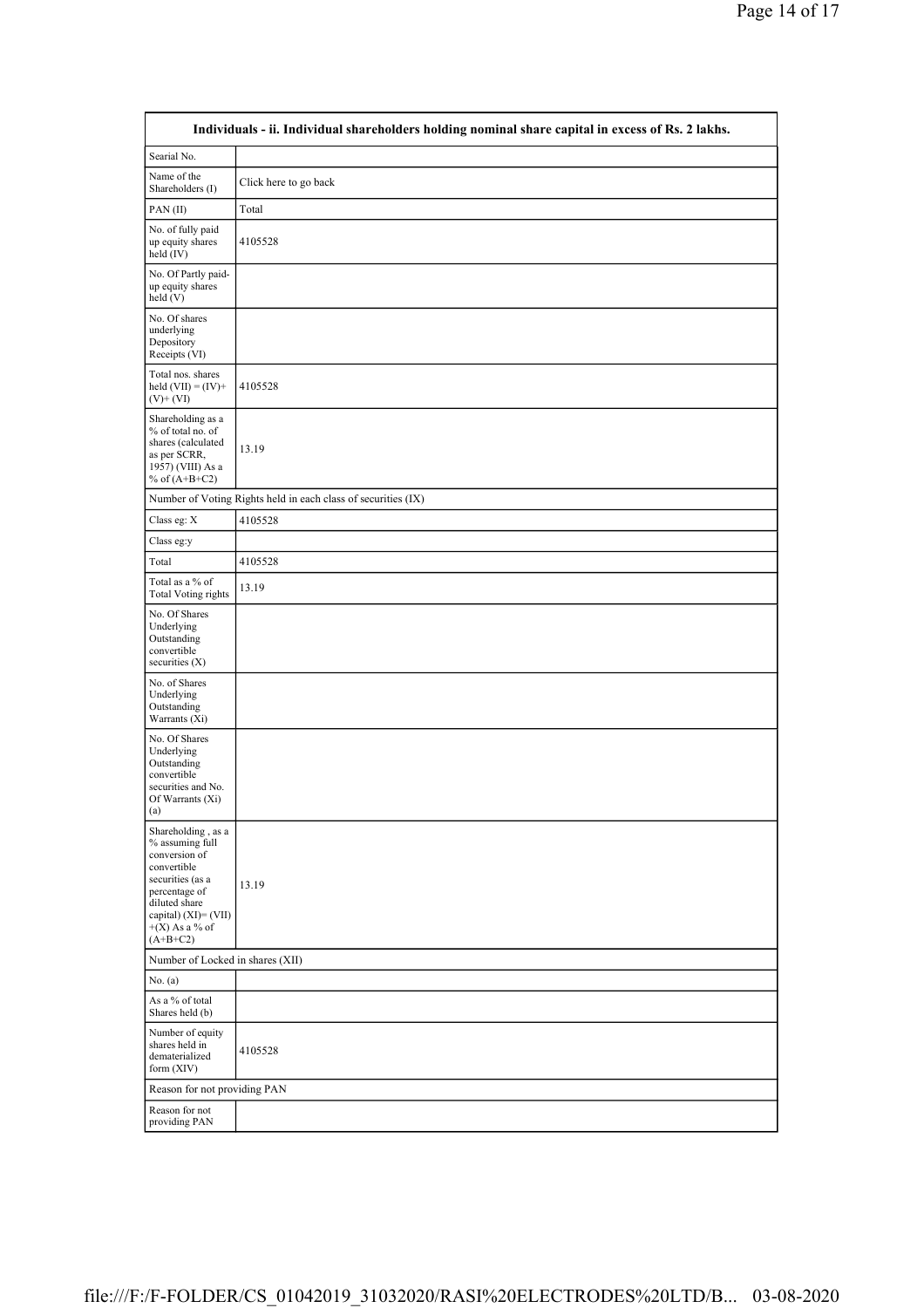| Individuals - ii. Individual shareholders holding nominal share capital in excess of Rs. 2 lakhs. | |
|---|---|
| Searial No. | |
| Name of the Shareholders (I) | Click here to go back |
| PAN (II) | Total |
| No. of fully paid up equity shares held (IV) | 4105528 |
| No. Of Partly paid-up equity shares held (V) | |
| No. Of shares underlying Depository Receipts (VI) | |
| Total nos. shares held (VII) = (IV)+ (V)+ (VI) | 4105528 |
| Shareholding as a % of total no. of shares (calculated as per SCRR, 1957) (VIII) As a % of (A+B+C2) | 13.19 |
| Number of Voting Rights held in each class of securities (IX) | |
| Class eg: X | 4105528 |
| Class eg:y | |
| Total | 4105528 |
| Total as a % of Total Voting rights | 13.19 |
| No. Of Shares Underlying Outstanding convertible securities (X) | |
| No. of Shares Underlying Outstanding Warrants (Xi) | |
| No. Of Shares Underlying Outstanding convertible securities and No. Of Warrants (Xi) (a) | |
| Shareholding , as a % assuming full conversion of convertible securities (as a percentage of diluted share capital) (XI)= (VII) +(X) As a % of (A+B+C2) | 13.19 |
| Number of Locked in shares (XII) | |
| No. (a) | |
| As a % of total Shares held (b) | |
| Number of equity shares held in dematerialized form (XIV) | 4105528 |
| Reason for not providing PAN | |
| Reason for not providing PAN | |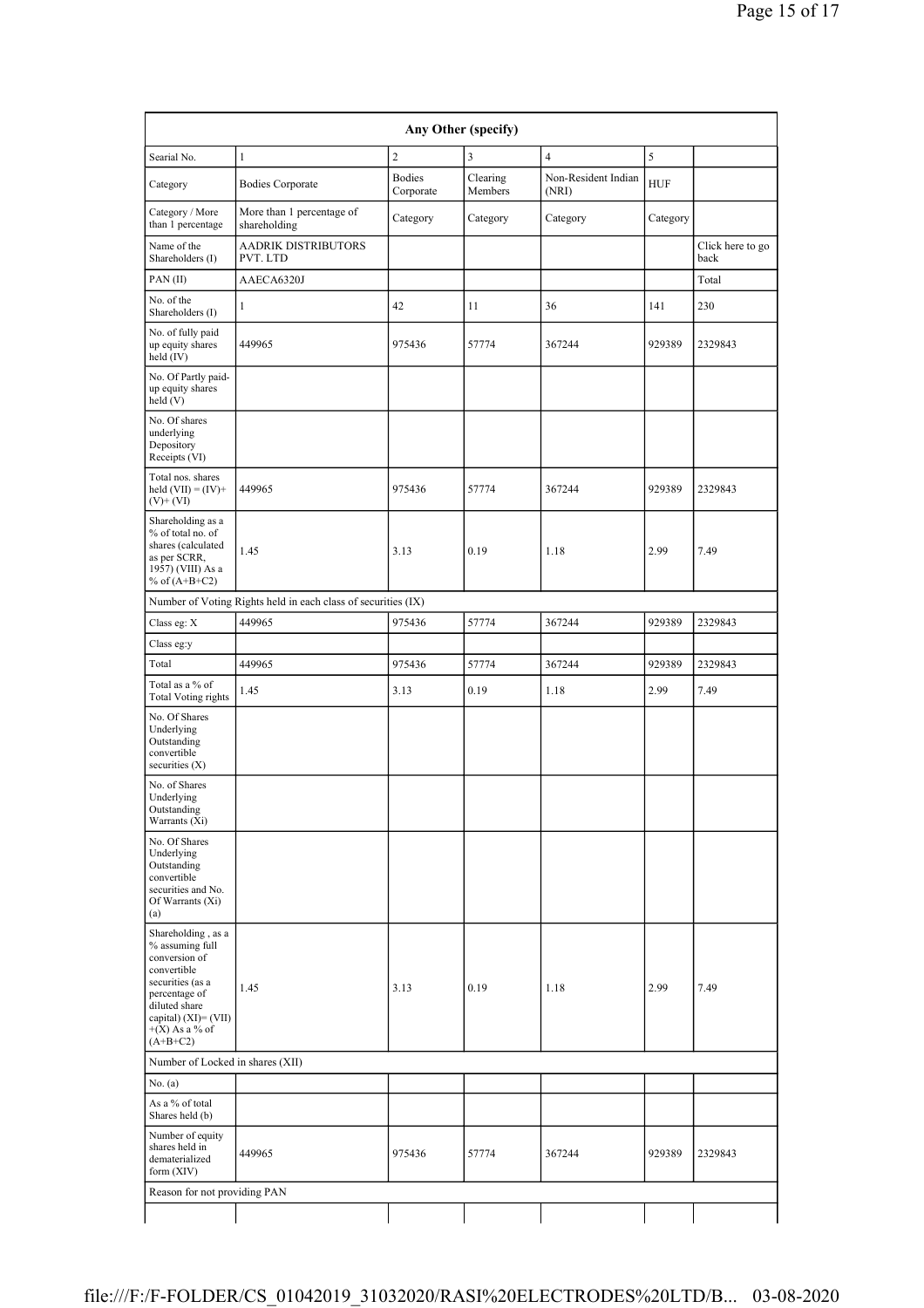| Any Other (specify) | | | | | | |
|---|---|---|---|---|---|---|
| Searial No. | 1 | 2 | 3 | 4 | 5 | |
| Category | Bodies Corporate | Bodies Corporate | Clearing Members | Non-Resident Indian (NRI) | HUF | |
| Category / More than 1 percentage | More than 1 percentage of shareholding | Category | Category | Category | Category | |
| Name of the Shareholders (I) | AADRIK DISTRIBUTORS PVT. LTD | | | | | Click here to go back |
| PAN (II) | AAECA6320J | | | | | Total |
| No. of the Shareholders (I) | 1 | 42 | 11 | 36 | 141 | 230 |
| No. of fully paid up equity shares held (IV) | 449965 | 975436 | 57774 | 367244 | 929389 | 2329843 |
| No. Of Partly paid-up equity shares held (V) | | | | | | |
| No. Of shares underlying Depository Receipts (VI) | | | | | | |
| Total nos. shares held (VII) = (IV)+ (V)+ (VI) | 449965 | 975436 | 57774 | 367244 | 929389 | 2329843 |
| Shareholding as a % of total no. of shares (calculated as per SCRR, 1957) (VIII) As a % of (A+B+C2) | 1.45 | 3.13 | 0.19 | 1.18 | 2.99 | 7.49 |
| Number of Voting Rights held in each class of securities (IX) | | | | | | |
| Class eg: X | 449965 | 975436 | 57774 | 367244 | 929389 | 2329843 |
| Class eg:y | | | | | | |
| Total | 449965 | 975436 | 57774 | 367244 | 929389 | 2329843 |
| Total as a % of Total Voting rights | 1.45 | 3.13 | 0.19 | 1.18 | 2.99 | 7.49 |
| No. Of Shares Underlying Outstanding convertible securities (X) | | | | | | |
| No. of Shares Underlying Outstanding Warrants (Xi) | | | | | | |
| No. Of Shares Underlying Outstanding convertible securities and No. Of Warrants (Xi) (a) | | | | | | |
| Shareholding , as a % assuming full conversion of convertible securities (as a percentage of diluted share capital) (XI)= (VII) +(X) As a % of (A+B+C2) | 1.45 | 3.13 | 0.19 | 1.18 | 2.99 | 7.49 |
| Number of Locked in shares (XII) | | | | | | |
| No. (a) | | | | | | |
| As a % of total Shares held (b) | | | | | | |
| Number of equity shares held in dematerialized form (XIV) | 449965 | 975436 | 57774 | 367244 | 929389 | 2329843 |
| Reason for not providing PAN | | | | | | |
| | | | | | | |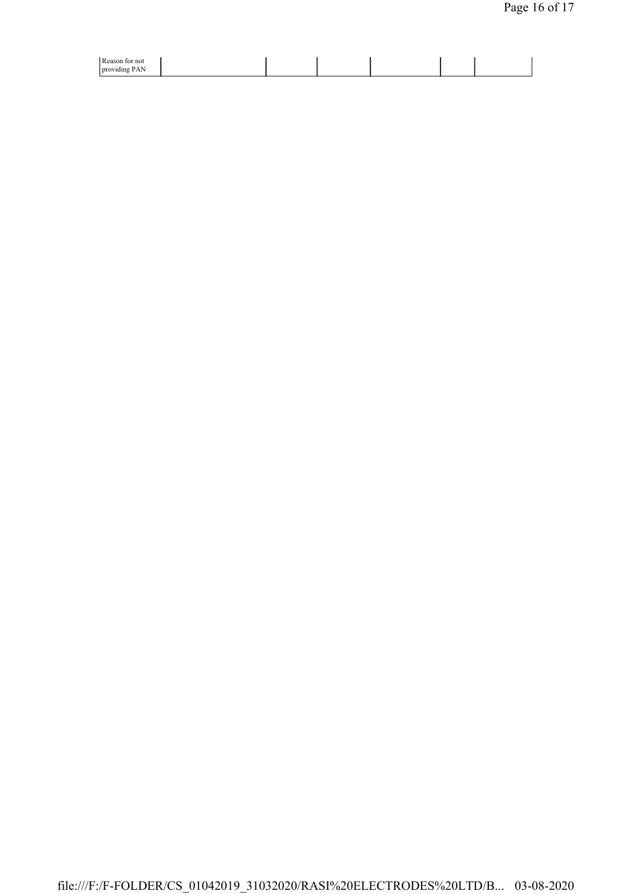| Reason for not providing PAN | | | | | | |
|---|---|---|---|---|---|---|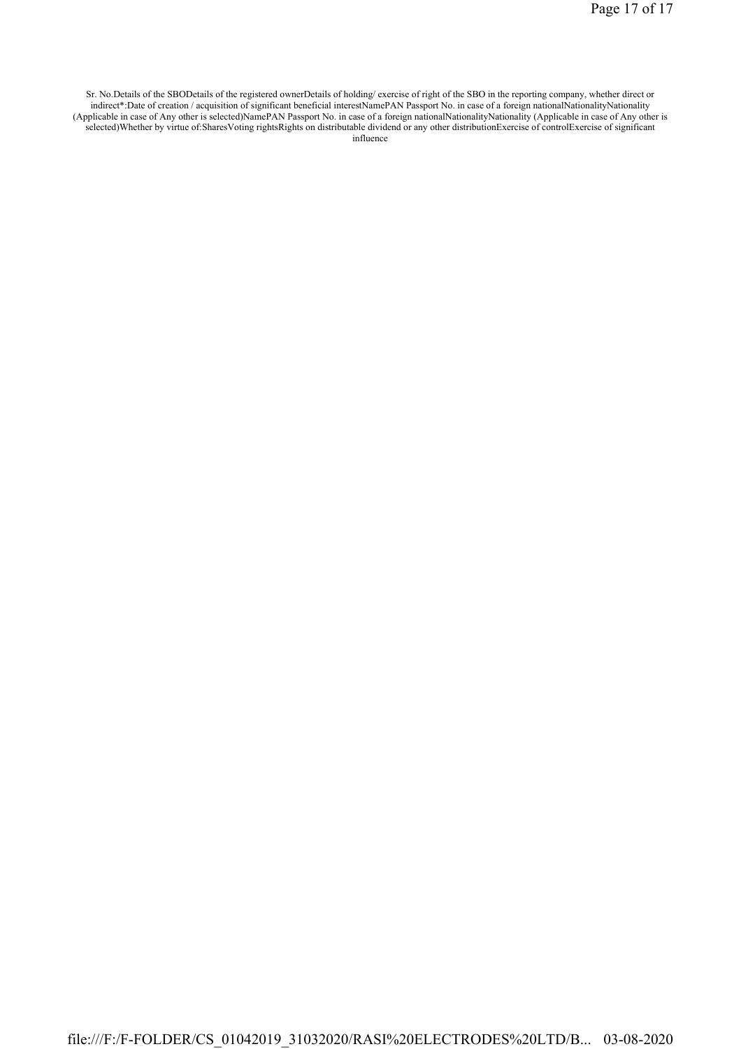Sr. No.Details of the SBODetails of the registered ownerDetails of holding/ exercise of right of the SBO in the reporting company, whether direct or indirect*:Date of creation / acquisition of significant beneficial interestNamePAN Passport No. in case of a foreign nationalNationalityNationality (Applicable in case of Any other is selected)NamePAN Passport No. in case of a foreign nationalNationalityNationality (Applicable in case of Any other is selected)Whether by virtue of:SharesVoting rightsRights on distributable dividend or any other distributionExercise of controlExercise of significant influence